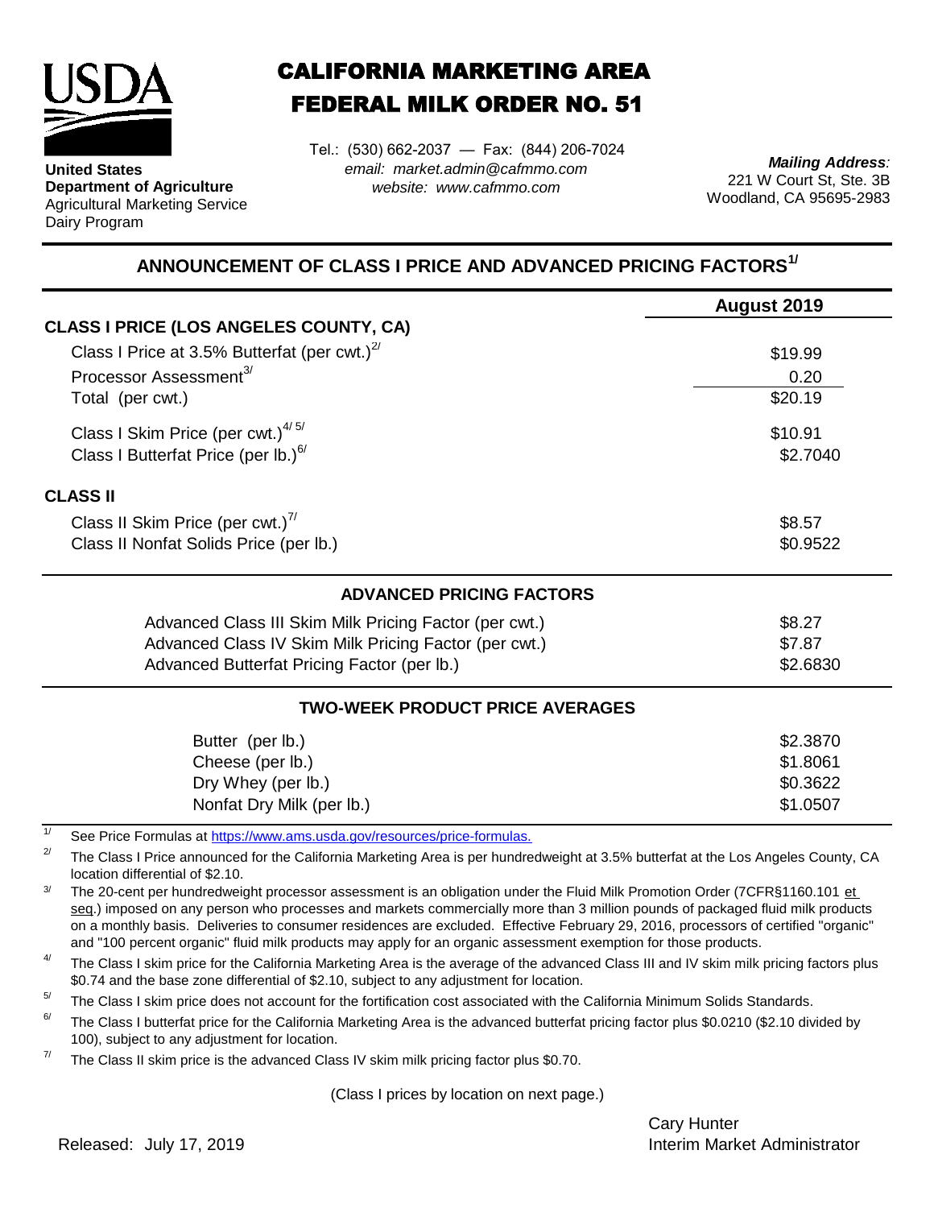**United States Department of Agriculture**
Agricultural Marketing Service
Dairy Program

# CALIFORNIA MARKETING AREA
# FEDERAL MILK ORDER NO. 51

Tel.: (530) 662-2037 — Fax: (844) 206-7024
*email: market.admin@cafmmo.com*
*website: www.cafmmo.com*

***Mailing Address:***
221 W Court St, Ste. 3B
Woodland, CA 95695-2983

## ANNOUNCEMENT OF CLASS I PRICE AND ADVANCED PRICING FACTORS[1/]

| | August 2019 |
|---|---|
| **CLASS I PRICE (LOS ANGELES COUNTY, CA)** | |
| Class I Price at 3.5% Butterfat (per cwt.)[2/] | $19.99 |
| Processor Assessment[3/] | 0.20 |
| Total (per cwt.) | $20.19 |
| Class I Skim Price (per cwt.)[4/ 5/] | $10.91 |
| Class I Butterfat Price (per lb.)[6/] | $2.7040 |
| **CLASS II** | |
| Class II Skim Price (per cwt.)[7/] | $8.57 |
| Class II Nonfat Solids Price (per lb.) | $0.9522 |

### ADVANCED PRICING FACTORS

| | |
|---|---|
| Advanced Class III Skim Milk Pricing Factor (per cwt.) | $8.27 |
| Advanced Class IV Skim Milk Pricing Factor (per cwt.) | $7.87 |
| Advanced Butterfat Pricing Factor (per lb.) | $2.6830 |

### TWO-WEEK PRODUCT PRICE AVERAGES

| | |
|---|---|
| Butter (per lb.) | $2.3870 |
| Cheese (per lb.) | $1.8061 |
| Dry Whey (per lb.) | $0.3622 |
| Nonfat Dry Milk (per lb.) | $1.0507 |

[1/] See Price Formulas at https://www.ams.usda.gov/resources/price-formulas.

[2/] The Class I Price announced for the California Marketing Area is per hundredweight at 3.5% butterfat at the Los Angeles County, CA location differential of $2.10.

[3/] The 20-cent per hundredweight processor assessment is an obligation under the Fluid Milk Promotion Order (7CFR§1160.101 et seq.) imposed on any person who processes and markets commercially more than 3 million pounds of packaged fluid milk products on a monthly basis. Deliveries to consumer residences are excluded. Effective February 29, 2016, processors of certified "organic" and "100 percent organic" fluid milk products may apply for an organic assessment exemption for those products.

[4/] The Class I skim price for the California Marketing Area is the average of the advanced Class III and IV skim milk pricing factors plus $0.74 and the base zone differential of $2.10, subject to any adjustment for location.

[5/] The Class I skim price does not account for the fortification cost associated with the California Minimum Solids Standards.

[6/] The Class I butterfat price for the California Marketing Area is the advanced butterfat pricing factor plus $0.0210 ($2.10 divided by 100), subject to any adjustment for location.

[7/] The Class II skim price is the advanced Class IV skim milk pricing factor plus $0.70.

(Class I prices by location on next page.)

Released: July 17, 2019

Cary Hunter
Interim Market Administrator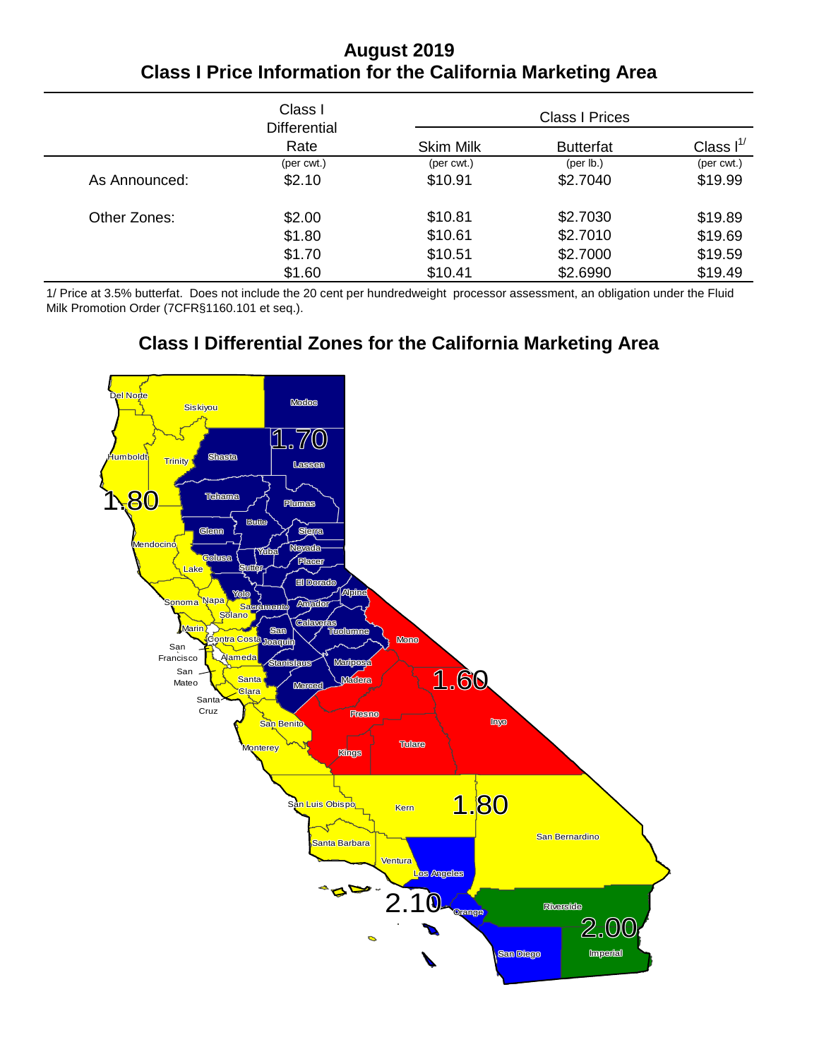# August 2019
# Class I Price Information for the California Marketing Area

| | Class I Differential Rate | Class I Prices | | |
|---|---|---|---|---|
| | | Skim Milk | Butterfat | Class I[1/] |
| | (per cwt.) | (per cwt.) | (per lb.) | (per cwt.) |
| As Announced: | $2.10 | $10.91 | $2.7040 | $19.99 |
| Other Zones: | $2.00 | $10.81 | $2.7030 | $19.89 |
| | $1.80 | $10.61 | $2.7010 | $19.69 |
| | $1.70 | $10.51 | $2.7000 | $19.59 |
| | $1.60 | $10.41 | $2.6990 | $19.49 |

1/ Price at 3.5% butterfat. Does not include the 20 cent per hundredweight processor assessment, an obligation under the Fluid Milk Promotion Order (7CFR§1160.101 et seq.).

## Class I Differential Zones for the California Marketing Area

Del Norte
Siskiyou
Modoc
1.70
Humboldt
Trinity
Shasta
Lassen
1.80
Tehama
Plumas
Butte
Glenn
Sierra
Mendocino
Nevada
Yuba
Colusa
Placer
Lake
Sutter
El Dorado
Alpine
Yolo
Sonoma
Napa
Sacramento
Amador
Solano
Calaveras
Tuolumne
Marin
San Joaquin
Mono
Contra Costa
San Francisco
Alameda
Stanislaus
Mariposa
San Mateo
Madera
1.60
Santa Clara
Merced
Santa Cruz
Fresno
San Benito
Inyo
Tulare
Monterey
Kings
San Luis Obispo
Kern
1.80
San Bernardino
Santa Barbara
Ventura
Los Angeles
2.10
Orange
Riverside
2.00
San Diego
Imperial